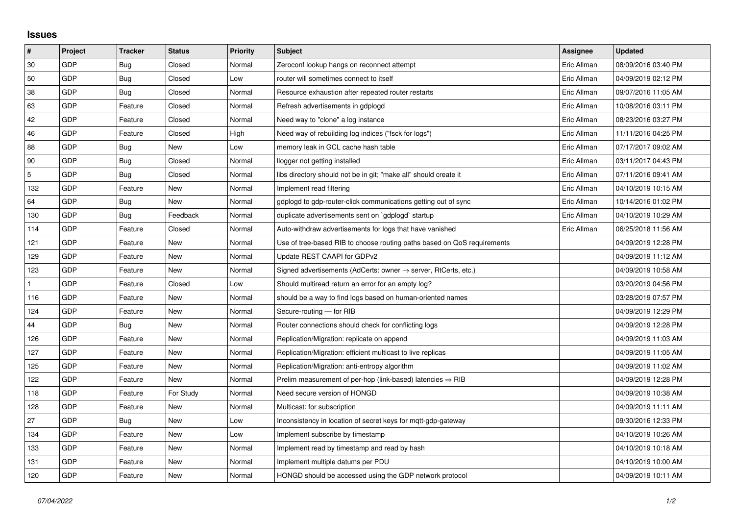## Issues

| # | Project | Tracker | Status | Priority | Subject | Assignee | Updated |
|---|---|---|---|---|---|---|---|
| 30 | GDP | Bug | Closed | Normal | Zeroconf lookup hangs on reconnect attempt | Eric Allman | 08/09/2016 03:40 PM |
| 50 | GDP | Bug | Closed | Low | router will sometimes connect to itself | Eric Allman | 04/09/2019 02:12 PM |
| 38 | GDP | Bug | Closed | Normal | Resource exhaustion after repeated router restarts | Eric Allman | 09/07/2016 11:05 AM |
| 63 | GDP | Feature | Closed | Normal | Refresh advertisements in gdplogd | Eric Allman | 10/08/2016 03:11 PM |
| 42 | GDP | Feature | Closed | Normal | Need way to "clone" a log instance | Eric Allman | 08/23/2016 03:27 PM |
| 46 | GDP | Feature | Closed | High | Need way of rebuilding log indices ("fsck for logs") | Eric Allman | 11/11/2016 04:25 PM |
| 88 | GDP | Bug | New | Low | memory leak in GCL cache hash table | Eric Allman | 07/17/2017 09:02 AM |
| 90 | GDP | Bug | Closed | Normal | llogger not getting installed | Eric Allman | 03/11/2017 04:43 PM |
| 5 | GDP | Bug | Closed | Normal | libs directory should not be in git; "make all" should create it | Eric Allman | 07/11/2016 09:41 AM |
| 132 | GDP | Feature | New | Normal | Implement read filtering | Eric Allman | 04/10/2019 10:15 AM |
| 64 | GDP | Bug | New | Normal | gdplogd to gdp-router-click communications getting out of sync | Eric Allman | 10/14/2016 01:02 PM |
| 130 | GDP | Bug | Feedback | Normal | duplicate advertisements sent on `gdplogd` startup | Eric Allman | 04/10/2019 10:29 AM |
| 114 | GDP | Feature | Closed | Normal | Auto-withdraw advertisements for logs that have vanished | Eric Allman | 06/25/2018 11:56 AM |
| 121 | GDP | Feature | New | Normal | Use of tree-based RIB to choose routing paths based on QoS requirements | | 04/09/2019 12:28 PM |
| 129 | GDP | Feature | New | Normal | Update REST CAAPI for GDPv2 | | 04/09/2019 11:12 AM |
| 123 | GDP | Feature | New | Normal | Signed advertisements (AdCerts: owner → server, RtCerts, etc.) | | 04/09/2019 10:58 AM |
| 1 | GDP | Feature | Closed | Low | Should multiread return an error for an empty log? | | 03/20/2019 04:56 PM |
| 116 | GDP | Feature | New | Normal | should be a way to find logs based on human-oriented names | | 03/28/2019 07:57 PM |
| 124 | GDP | Feature | New | Normal | Secure-routing — for RIB | | 04/09/2019 12:29 PM |
| 44 | GDP | Bug | New | Normal | Router connections should check for conflicting logs | | 04/09/2019 12:28 PM |
| 126 | GDP | Feature | New | Normal | Replication/Migration: replicate on append | | 04/09/2019 11:03 AM |
| 127 | GDP | Feature | New | Normal | Replication/Migration: efficient multicast to live replicas | | 04/09/2019 11:05 AM |
| 125 | GDP | Feature | New | Normal | Replication/Migration: anti-entropy algorithm | | 04/09/2019 11:02 AM |
| 122 | GDP | Feature | New | Normal | Prelim measurement of per-hop (link-based) latencies ⇒ RIB | | 04/09/2019 12:28 PM |
| 118 | GDP | Feature | For Study | Normal | Need secure version of HONGD | | 04/09/2019 10:38 AM |
| 128 | GDP | Feature | New | Normal | Multicast: for subscription | | 04/09/2019 11:11 AM |
| 27 | GDP | Bug | New | Low | Inconsistency in location of secret keys for mqtt-gdp-gateway | | 09/30/2016 12:33 PM |
| 134 | GDP | Feature | New | Low | Implement subscribe by timestamp | | 04/10/2019 10:26 AM |
| 133 | GDP | Feature | New | Normal | Implement read by timestamp and read by hash | | 04/10/2019 10:18 AM |
| 131 | GDP | Feature | New | Normal | Implement multiple datums per PDU | | 04/10/2019 10:00 AM |
| 120 | GDP | Feature | New | Normal | HONGD should be accessed using the GDP network protocol | | 04/09/2019 10:11 AM |

*07/04/2022*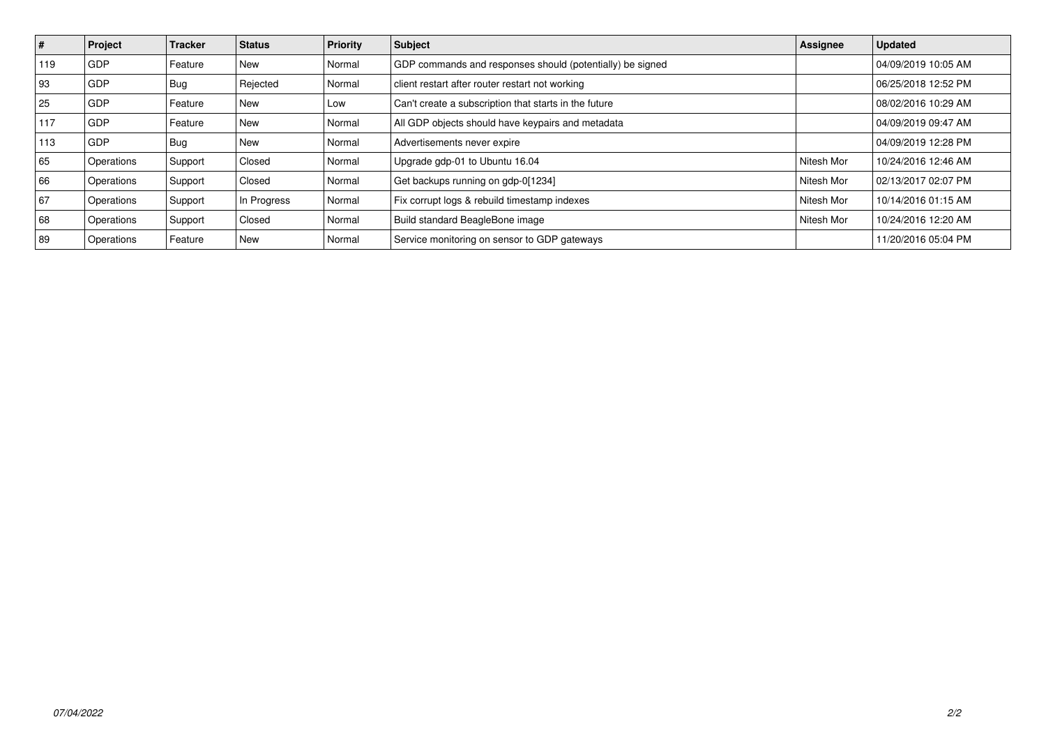| # | Project | Tracker | Status | Priority | Subject | Assignee | Updated |
|---|---|---|---|---|---|---|---|
| 119 | GDP | Feature | New | Normal | GDP commands and responses should (potentially) be signed | | 04/09/2019 10:05 AM |
| 93 | GDP | Bug | Rejected | Normal | client restart after router restart not working | | 06/25/2018 12:52 PM |
| 25 | GDP | Feature | New | Low | Can't create a subscription that starts in the future | | 08/02/2016 10:29 AM |
| 117 | GDP | Feature | New | Normal | All GDP objects should have keypairs and metadata | | 04/09/2019 09:47 AM |
| 113 | GDP | Bug | New | Normal | Advertisements never expire | | 04/09/2019 12:28 PM |
| 65 | Operations | Support | Closed | Normal | Upgrade gdp-01 to Ubuntu 16.04 | Nitesh Mor | 10/24/2016 12:46 AM |
| 66 | Operations | Support | Closed | Normal | Get backups running on gdp-0[1234] | Nitesh Mor | 02/13/2017 02:07 PM |
| 67 | Operations | Support | In Progress | Normal | Fix corrupt logs & rebuild timestamp indexes | Nitesh Mor | 10/14/2016 01:15 AM |
| 68 | Operations | Support | Closed | Normal | Build standard BeagleBone image | Nitesh Mor | 10/24/2016 12:20 AM |
| 89 | Operations | Feature | New | Normal | Service monitoring on sensor to GDP gateways | | 11/20/2016 05:04 PM |

*07/04/2022*